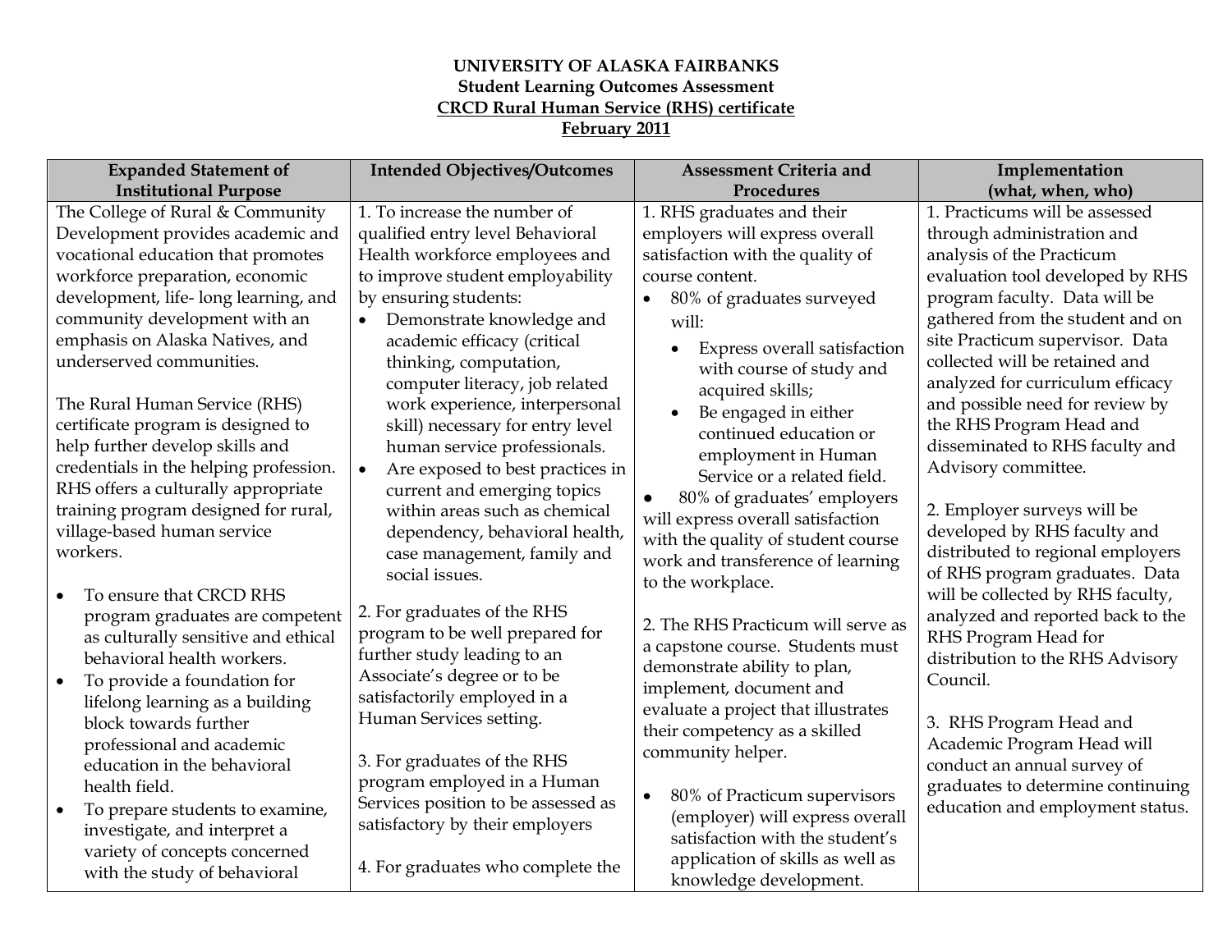**UNIVERSITY OF ALASKA FAIRBANKS**
**Student Learning Outcomes Assessment**
**CRCD Rural Human Service (RHS) certificate**
**February 2011**

| Expanded Statement of Institutional Purpose | Intended Objectives/Outcomes | Assessment Criteria and Procedures | Implementation (what, when, who) |
|---|---|---|---|
| The College of Rural & Community Development provides academic and vocational education that promotes workforce preparation, economic development, life- long learning, and community development with an emphasis on Alaska Natives, and underserved communities.<br><br>The Rural Human Service (RHS) certificate program is designed to help further develop skills and credentials in the helping profession. RHS offers a culturally appropriate training program designed for rural, village-based human service workers.<br><br>• To ensure that CRCD RHS program graduates are competent as culturally sensitive and ethical behavioral health workers.<br>• To provide a foundation for lifelong learning as a building block towards further professional and academic education in the behavioral health field.<br>• To prepare students to examine, investigate, and interpret a variety of concepts concerned with the study of behavioral | 1. To increase the number of qualified entry level Behavioral Health workforce employees and to improve student employability by ensuring students:<br>• Demonstrate knowledge and academic efficacy (critical thinking, computation, computer literacy, job related work experience, interpersonal skill) necessary for entry level human service professionals.<br>• Are exposed to best practices in current and emerging topics within areas such as chemical dependency, behavioral health, case management, family and social issues.<br><br>2. For graduates of the RHS program to be well prepared for further study leading to an Associate's degree or to be satisfactorily employed in a Human Services setting.<br><br>3. For graduates of the RHS program employed in a Human Services position to be assessed as satisfactory by their employers<br><br>4. For graduates who complete the | 1. RHS graduates and their employers will express overall satisfaction with the quality of course content.<br>• 80% of graduates surveyed will:<br>  • Express overall satisfaction with course of study and acquired skills;<br>  • Be engaged in either continued education or employment in Human Service or a related field.<br>• 80% of graduates' employers will express overall satisfaction with the quality of student course work and transference of learning to the workplace.<br><br>2. The RHS Practicum will serve as a capstone course. Students must demonstrate ability to plan, implement, document and evaluate a project that illustrates their competency as a skilled community helper.<br><br>• 80% of Practicum supervisors (employer) will express overall satisfaction with the student's application of skills as well as knowledge development. | 1. Practicums will be assessed through administration and analysis of the Practicum evaluation tool developed by RHS program faculty. Data will be gathered from the student and on site Practicum supervisor. Data collected will be retained and analyzed for curriculum efficacy and possible need for review by the RHS Program Head and disseminated to RHS faculty and Advisory committee.<br><br>2. Employer surveys will be developed by RHS faculty and distributed to regional employers of RHS program graduates. Data will be collected by RHS faculty, analyzed and reported back to the RHS Program Head for distribution to the RHS Advisory Council.<br><br>3. RHS Program Head and Academic Program Head will conduct an annual survey of graduates to determine continuing education and employment status. |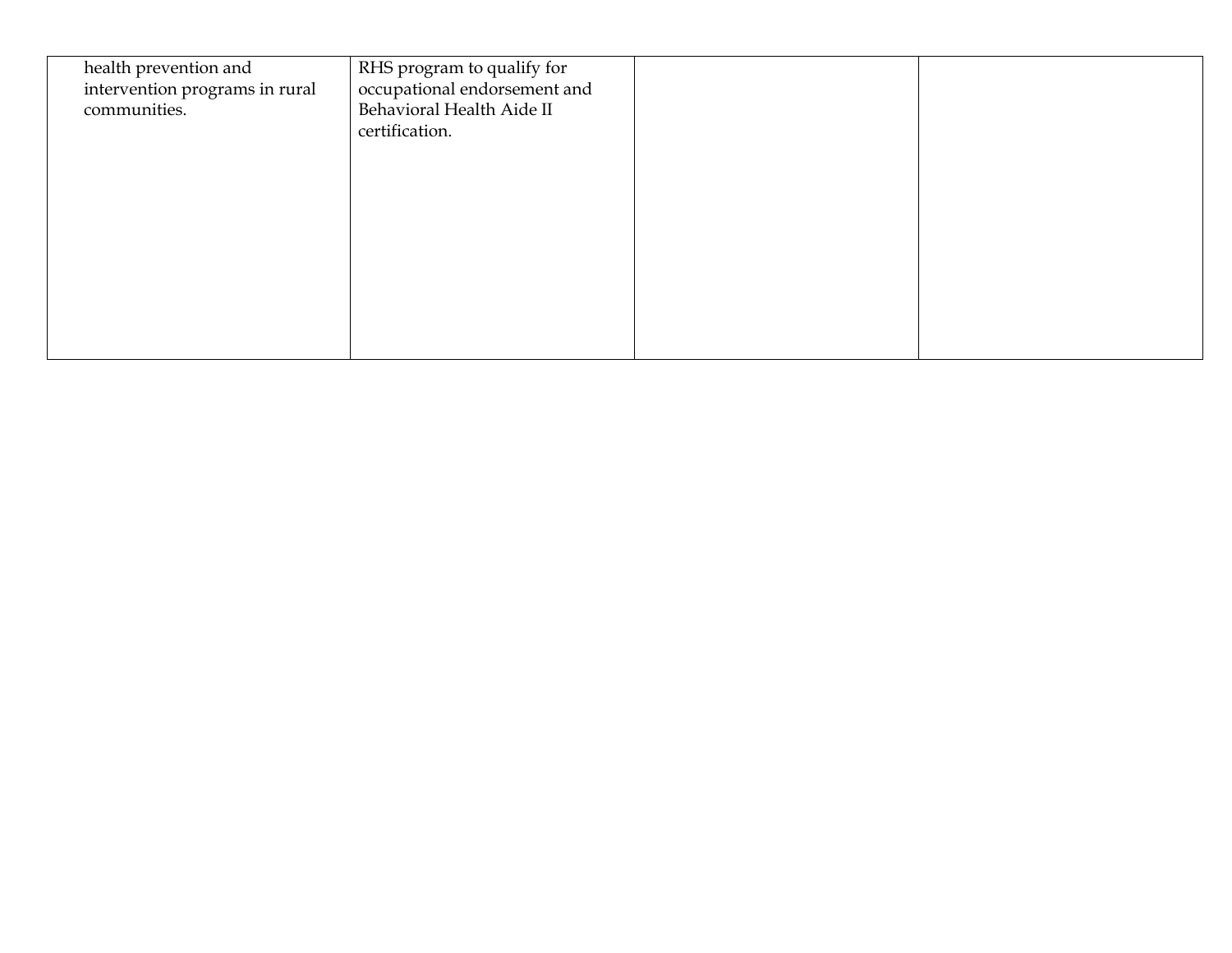| | | | |
|---|---|---|---|
| health prevention and intervention programs in rural communities. | RHS program to qualify for occupational endorsement and Behavioral Health Aide II certification. | | |